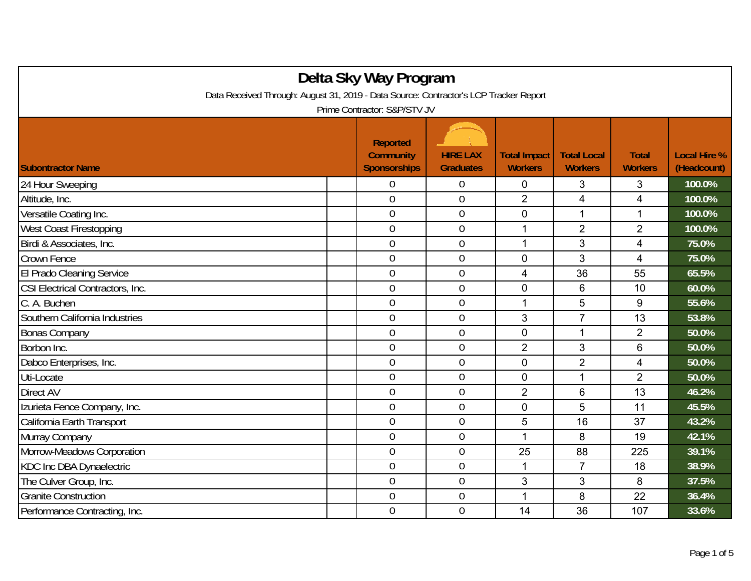# Delta Sky Way Program

Data Received Through: August 31, 2019 - Data Source: Contractor's LCP Tracker Report

Prime Contractor: S&P/STV JV

| Subontractor Name | Reported Community Sponsorships | HIRE LAX Graduates | Total Impact Workers | Total Local Workers | Total Workers | Local Hire % (Headcount) |
|---|---|---|---|---|---|---|
| 24 Hour Sweeping | 0 | 0 | 0 | 3 | 3 | 100.0% |
| Altitude, Inc. | 0 | 0 | 2 | 4 | 4 | 100.0% |
| Versatile Coating Inc. | 0 | 0 | 0 | 1 | 1 | 100.0% |
| West Coast Firestopping | 0 | 0 | 1 | 2 | 2 | 100.0% |
| Birdi & Associates, Inc. | 0 | 0 | 1 | 3 | 4 | 75.0% |
| Crown Fence | 0 | 0 | 0 | 3 | 4 | 75.0% |
| El Prado Cleaning Service | 0 | 0 | 4 | 36 | 55 | 65.5% |
| CSI Electrical Contractors, Inc. | 0 | 0 | 0 | 6 | 10 | 60.0% |
| C. A. Buchen | 0 | 0 | 1 | 5 | 9 | 55.6% |
| Southern California Industries | 0 | 0 | 3 | 7 | 13 | 53.8% |
| Bonas Company | 0 | 0 | 0 | 1 | 2 | 50.0% |
| Borbon Inc. | 0 | 0 | 2 | 3 | 6 | 50.0% |
| Dabco Enterprises, Inc. | 0 | 0 | 0 | 2 | 4 | 50.0% |
| Uti-Locate | 0 | 0 | 0 | 1 | 2 | 50.0% |
| Direct AV | 0 | 0 | 2 | 6 | 13 | 46.2% |
| Izurieta Fence Company, Inc. | 0 | 0 | 0 | 5 | 11 | 45.5% |
| California Earth Transport | 0 | 0 | 5 | 16 | 37 | 43.2% |
| Murray Company | 0 | 0 | 1 | 8 | 19 | 42.1% |
| Morrow-Meadows Corporation | 0 | 0 | 25 | 88 | 225 | 39.1% |
| KDC Inc DBA Dynaelectric | 0 | 0 | 1 | 7 | 18 | 38.9% |
| The Culver Group, Inc. | 0 | 0 | 3 | 3 | 8 | 37.5% |
| Granite Construction | 0 | 0 | 1 | 8 | 22 | 36.4% |
| Performance Contracting, Inc. | 0 | 0 | 14 | 36 | 107 | 33.6% |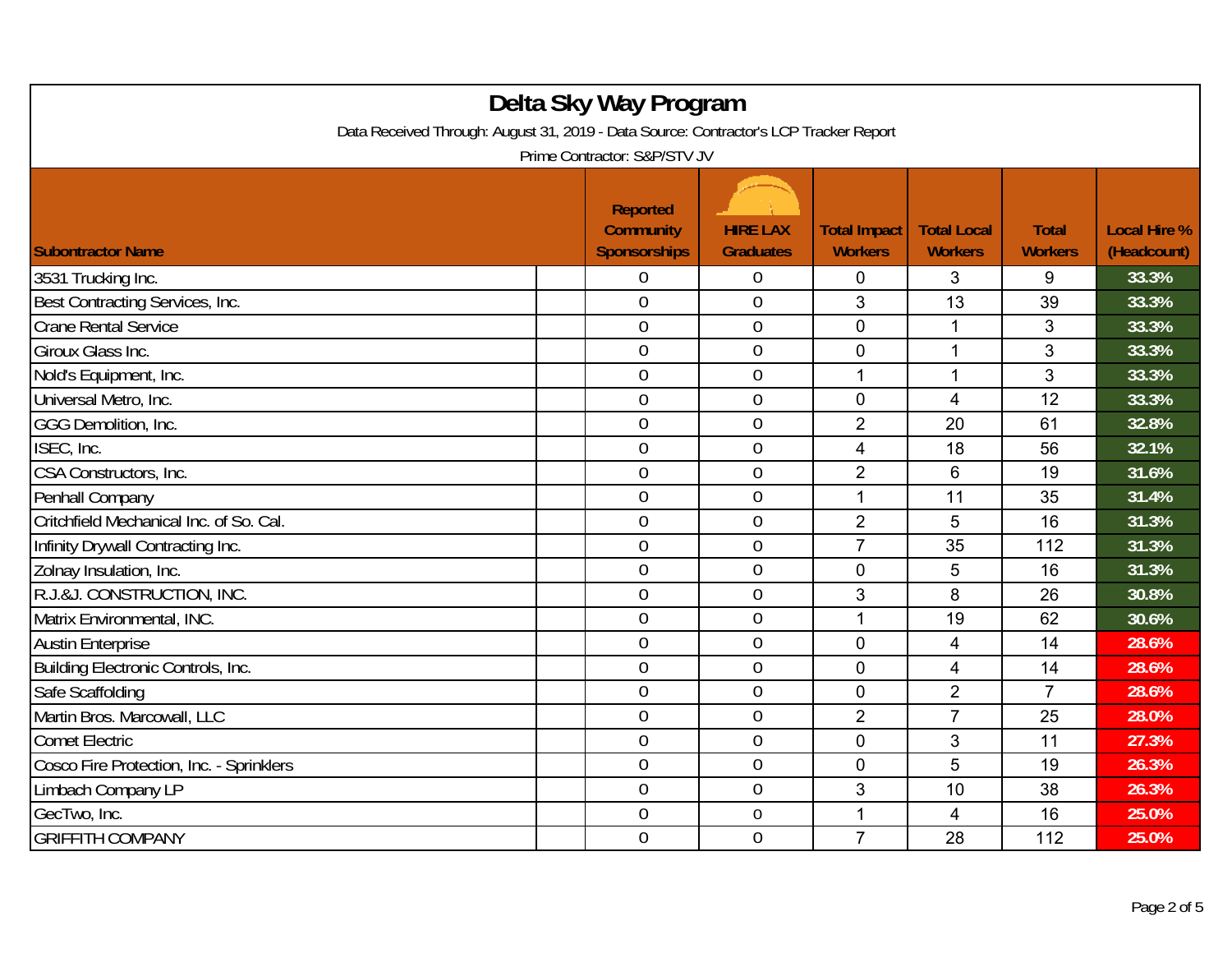# Delta Sky Way Program

Data Received Through: August 31, 2019 - Data Source: Contractor's LCP Tracker Report

Prime Contractor: S&P/STV JV

| Subontractor Name | Reported Community Sponsorships | HIRE LAX Graduates | Total Impact Workers | Total Local Workers | Total Workers | Local Hire % (Headcount) |
|---|---|---|---|---|---|---|
| 3531 Trucking Inc. | 0 | 0 | 0 | 3 | 9 | 33.3% |
| Best Contracting Services, Inc. | 0 | 0 | 3 | 13 | 39 | 33.3% |
| Crane Rental Service | 0 | 0 | 0 | 1 | 3 | 33.3% |
| Giroux Glass Inc. | 0 | 0 | 0 | 1 | 3 | 33.3% |
| Nold's Equipment, Inc. | 0 | 0 | 1 | 1 | 3 | 33.3% |
| Universal Metro, Inc. | 0 | 0 | 0 | 4 | 12 | 33.3% |
| GGG Demolition, Inc. | 0 | 0 | 2 | 20 | 61 | 32.8% |
| ISEC, Inc. | 0 | 0 | 4 | 18 | 56 | 32.1% |
| CSA Constructors, Inc. | 0 | 0 | 2 | 6 | 19 | 31.6% |
| Penhall Company | 0 | 0 | 1 | 11 | 35 | 31.4% |
| Critchfield Mechanical Inc. of So. Cal. | 0 | 0 | 2 | 5 | 16 | 31.3% |
| Infinity Drywall Contracting Inc. | 0 | 0 | 7 | 35 | 112 | 31.3% |
| Zolnay Insulation, Inc. | 0 | 0 | 0 | 5 | 16 | 31.3% |
| R.J.&J. CONSTRUCTION, INC. | 0 | 0 | 3 | 8 | 26 | 30.8% |
| Matrix Environmental, INC. | 0 | 0 | 1 | 19 | 62 | 30.6% |
| Austin Enterprise | 0 | 0 | 0 | 4 | 14 | 28.6% |
| Building Electronic Controls, Inc. | 0 | 0 | 0 | 4 | 14 | 28.6% |
| Safe Scaffolding | 0 | 0 | 0 | 2 | 7 | 28.6% |
| Martin Bros. Marcowall, LLC | 0 | 0 | 2 | 7 | 25 | 28.0% |
| Comet Electric | 0 | 0 | 0 | 3 | 11 | 27.3% |
| Cosco Fire Protection, Inc. - Sprinklers | 0 | 0 | 0 | 5 | 19 | 26.3% |
| Limbach Company LP | 0 | 0 | 3 | 10 | 38 | 26.3% |
| GecTwo, Inc. | 0 | 0 | 1 | 4 | 16 | 25.0% |
| GRIFFITH COMPANY | 0 | 0 | 7 | 28 | 112 | 25.0% |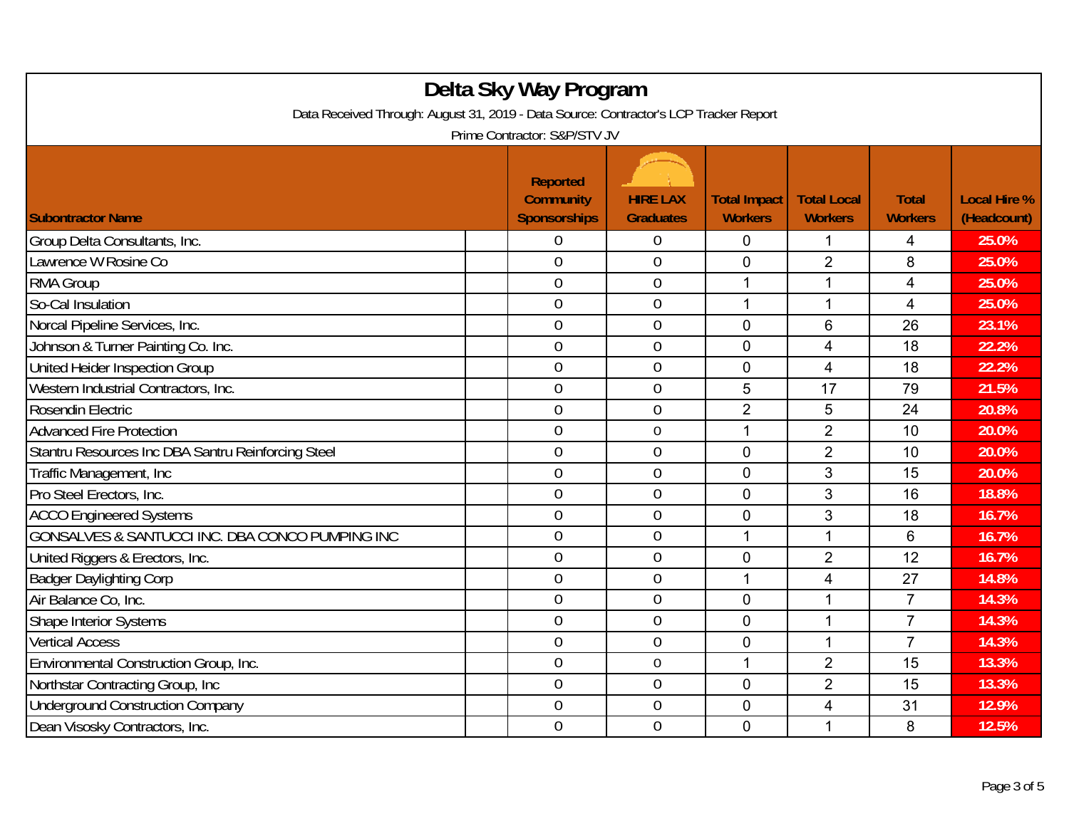# Delta Sky Way Program

Data Received Through: August 31, 2019 - Data Source: Contractor's LCP Tracker Report

Prime Contractor: S&P/STV JV

| Subontractor Name | Reported Community Sponsorships | HIRE LAX Graduates | Total Impact Workers | Total Local Workers | Total Workers | Local Hire % (Headcount) |
|---|---|---|---|---|---|---|
| Group Delta Consultants, Inc. | 0 | 0 | 0 | 1 | 4 | 25.0% |
| Lawrence W Rosine Co | 0 | 0 | 0 | 2 | 8 | 25.0% |
| RMA Group | 0 | 0 | 1 | 1 | 4 | 25.0% |
| So-Cal Insulation | 0 | 0 | 1 | 1 | 4 | 25.0% |
| Norcal Pipeline Services, Inc. | 0 | 0 | 0 | 6 | 26 | 23.1% |
| Johnson & Turner Painting Co. Inc. | 0 | 0 | 0 | 4 | 18 | 22.2% |
| United Heider Inspection Group | 0 | 0 | 0 | 4 | 18 | 22.2% |
| Western Industrial Contractors, Inc. | 0 | 0 | 5 | 17 | 79 | 21.5% |
| Rosendin Electric | 0 | 0 | 2 | 5 | 24 | 20.8% |
| Advanced Fire Protection | 0 | 0 | 1 | 2 | 10 | 20.0% |
| Stantru Resources Inc DBA Santru Reinforcing Steel | 0 | 0 | 0 | 2 | 10 | 20.0% |
| Traffic Management, Inc | 0 | 0 | 0 | 3 | 15 | 20.0% |
| Pro Steel Erectors, Inc. | 0 | 0 | 0 | 3 | 16 | 18.8% |
| ACCO Engineered Systems | 0 | 0 | 0 | 3 | 18 | 16.7% |
| GONSALVES & SANTUCCI INC. DBA CONCO PUMPING INC | 0 | 0 | 1 | 1 | 6 | 16.7% |
| United Riggers & Erectors, Inc. | 0 | 0 | 0 | 2 | 12 | 16.7% |
| Badger Daylighting Corp | 0 | 0 | 1 | 4 | 27 | 14.8% |
| Air Balance Co, Inc. | 0 | 0 | 0 | 1 | 7 | 14.3% |
| Shape Interior Systems | 0 | 0 | 0 | 1 | 7 | 14.3% |
| Vertical Access | 0 | 0 | 0 | 1 | 7 | 14.3% |
| Environmental Construction Group, Inc. | 0 | 0 | 1 | 2 | 15 | 13.3% |
| Northstar Contracting Group, Inc | 0 | 0 | 0 | 2 | 15 | 13.3% |
| Underground Construction Company | 0 | 0 | 0 | 4 | 31 | 12.9% |
| Dean Visosky Contractors, Inc. | 0 | 0 | 0 | 1 | 8 | 12.5% |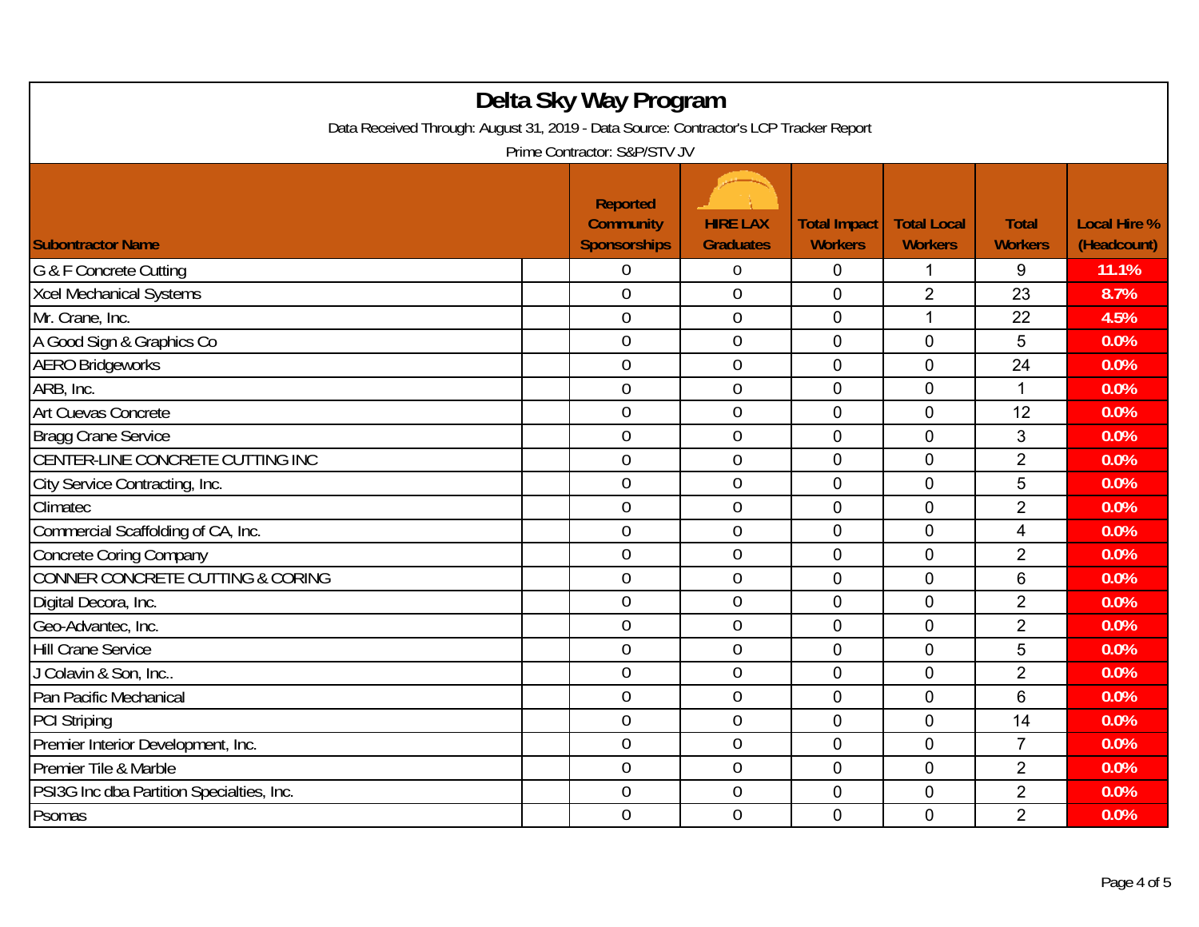# Delta Sky Way Program

Data Received Through: August 31, 2019 - Data Source: Contractor's LCP Tracker Report

Prime Contractor: S&P/STV JV

| Subontractor Name | Reported Community Sponsorships | HIRE LAX Graduates | Total Impact Workers | Total Local Workers | Total Workers | Local Hire % (Headcount) |
|---|---|---|---|---|---|---|
| G & F Concrete Cutting | 0 | 0 | 0 | 1 | 9 | 11.1% |
| Xcel Mechanical Systems | 0 | 0 | 0 | 2 | 23 | 8.7% |
| Mr. Crane, Inc. | 0 | 0 | 0 | 1 | 22 | 4.5% |
| A Good Sign & Graphics Co | 0 | 0 | 0 | 0 | 5 | 0.0% |
| AERO Bridgeworks | 0 | 0 | 0 | 0 | 24 | 0.0% |
| ARB, Inc. | 0 | 0 | 0 | 0 | 1 | 0.0% |
| Art Cuevas Concrete | 0 | 0 | 0 | 0 | 12 | 0.0% |
| Bragg Crane Service | 0 | 0 | 0 | 0 | 3 | 0.0% |
| CENTER-LINE CONCRETE CUTTING INC | 0 | 0 | 0 | 0 | 2 | 0.0% |
| City Service Contracting, Inc. | 0 | 0 | 0 | 0 | 5 | 0.0% |
| Climatec | 0 | 0 | 0 | 0 | 2 | 0.0% |
| Commercial Scaffolding of CA, Inc. | 0 | 0 | 0 | 0 | 4 | 0.0% |
| Concrete Coring Company | 0 | 0 | 0 | 0 | 2 | 0.0% |
| CONNER CONCRETE CUTTING & CORING | 0 | 0 | 0 | 0 | 6 | 0.0% |
| Digital Decora, Inc. | 0 | 0 | 0 | 0 | 2 | 0.0% |
| Geo-Advantec, Inc. | 0 | 0 | 0 | 0 | 2 | 0.0% |
| Hill Crane Service | 0 | 0 | 0 | 0 | 5 | 0.0% |
| J Colavin & Son, Inc.. | 0 | 0 | 0 | 0 | 2 | 0.0% |
| Pan Pacific Mechanical | 0 | 0 | 0 | 0 | 6 | 0.0% |
| PCI Striping | 0 | 0 | 0 | 0 | 14 | 0.0% |
| Premier Interior Development, Inc. | 0 | 0 | 0 | 0 | 7 | 0.0% |
| Premier Tile & Marble | 0 | 0 | 0 | 0 | 2 | 0.0% |
| PSI3G Inc dba Partition Specialties, Inc. | 0 | 0 | 0 | 0 | 2 | 0.0% |
| Psomas | 0 | 0 | 0 | 0 | 2 | 0.0% |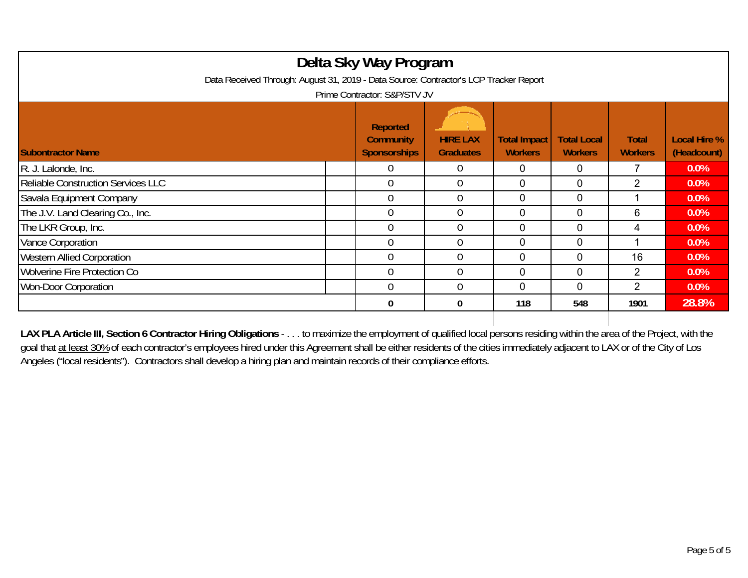# Delta Sky Way Program

Data Received Through: August 31, 2019 - Data Source: Contractor's LCP Tracker Report

Prime Contractor: S&P/STV JV

| Subontractor Name | Reported Community Sponsorships | HIRE LAX Graduates | Total Impact Workers | Total Local Workers | Total Workers | Local Hire % (Headcount) |
|---|---|---|---|---|---|---|
| R. J. Lalonde, Inc. | 0 | 0 | 0 | 0 | 7 | 0.0% |
| Reliable Construction Services LLC | 0 | 0 | 0 | 0 | 2 | 0.0% |
| Savala Equipment Company | 0 | 0 | 0 | 0 | 1 | 0.0% |
| The J.V. Land Clearing Co., Inc. | 0 | 0 | 0 | 0 | 6 | 0.0% |
| The LKR Group, Inc. | 0 | 0 | 0 | 0 | 4 | 0.0% |
| Vance Corporation | 0 | 0 | 0 | 0 | 1 | 0.0% |
| Western Allied Corporation | 0 | 0 | 0 | 0 | 16 | 0.0% |
| Wolverine Fire Protection Co | 0 | 0 | 0 | 0 | 2 | 0.0% |
| Won-Door Corporation | 0 | 0 | 0 | 0 | 2 | 0.0% |
| | **0** | **0** | **118** | **548** | **1901** | **28.8%** |

**LAX PLA Article III, Section 6 Contractor Hiring Obligations** - . . . to maximize the employment of qualified local persons residing within the area of the Project, with the goal that at least 30% of each contractor's employees hired under this Agreement shall be either residents of the cities immediately adjacent to LAX or of the City of Los Angeles ("local residents"). Contractors shall develop a hiring plan and maintain records of their compliance efforts.